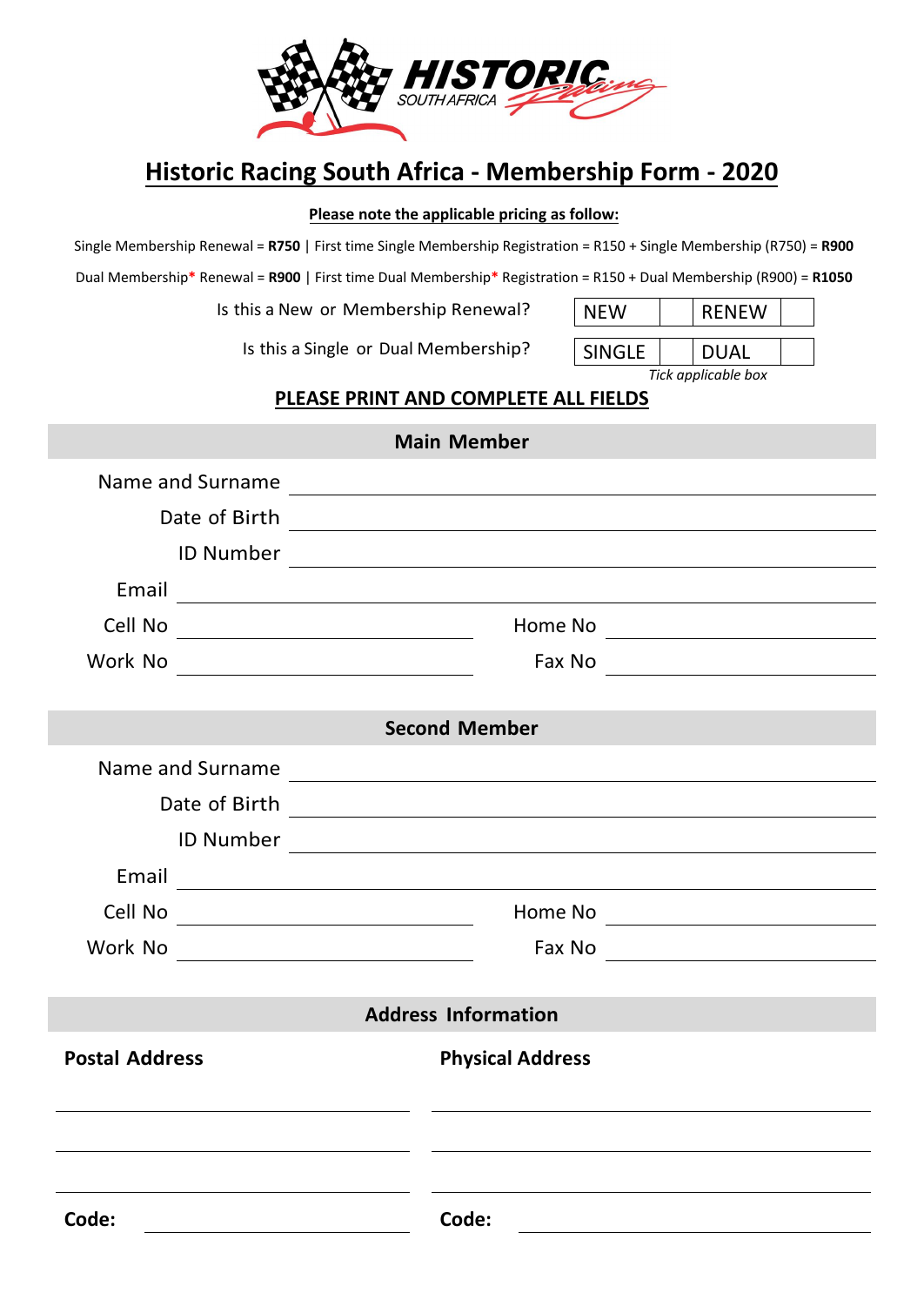HISTORIC SOUTH AFRICA Racing

# Historic Racing South Africa - Membership Form - 2020

**Please note the applicable pricing as follow:**

Single Membership Renewal = **R750** | First time Single Membership Registration = R150 + Single Membership (R750) = **R900**

Dual Membership* Renewal = **R900** | First time Dual Membership* Registration = R150 + Dual Membership (R900) = **R1050**

| | | | | |
|---|---|---|---|---|
| Is this a New or Membership Renewal? | NEW | | RENEW | |
| Is this a Single or Dual Membership? | SINGLE | | DUAL | |

*Tick applicable box*

**PLEASE PRINT AND COMPLETE ALL FIELDS**

## Main Member

Name and Surname ______________________________

Date of Birth ______________________________

ID Number ______________________________

Email ______________________________

Cell No ______________________ Home No ______________________

Work No ______________________ Fax No ______________________

## Second Member

Name and Surname ______________________________

Date of Birth ______________________________

ID Number ______________________________

Email ______________________________

Cell No ______________________ Home No ______________________

Work No ______________________ Fax No ______________________

## Address Information

| **Postal Address** | **Physical Address** |
|---|---|
| ______________________ | ______________________ |
| ______________________ | ______________________ |
| ______________________ | ______________________ |
| **Code:** ______________ | **Code:** ______________ |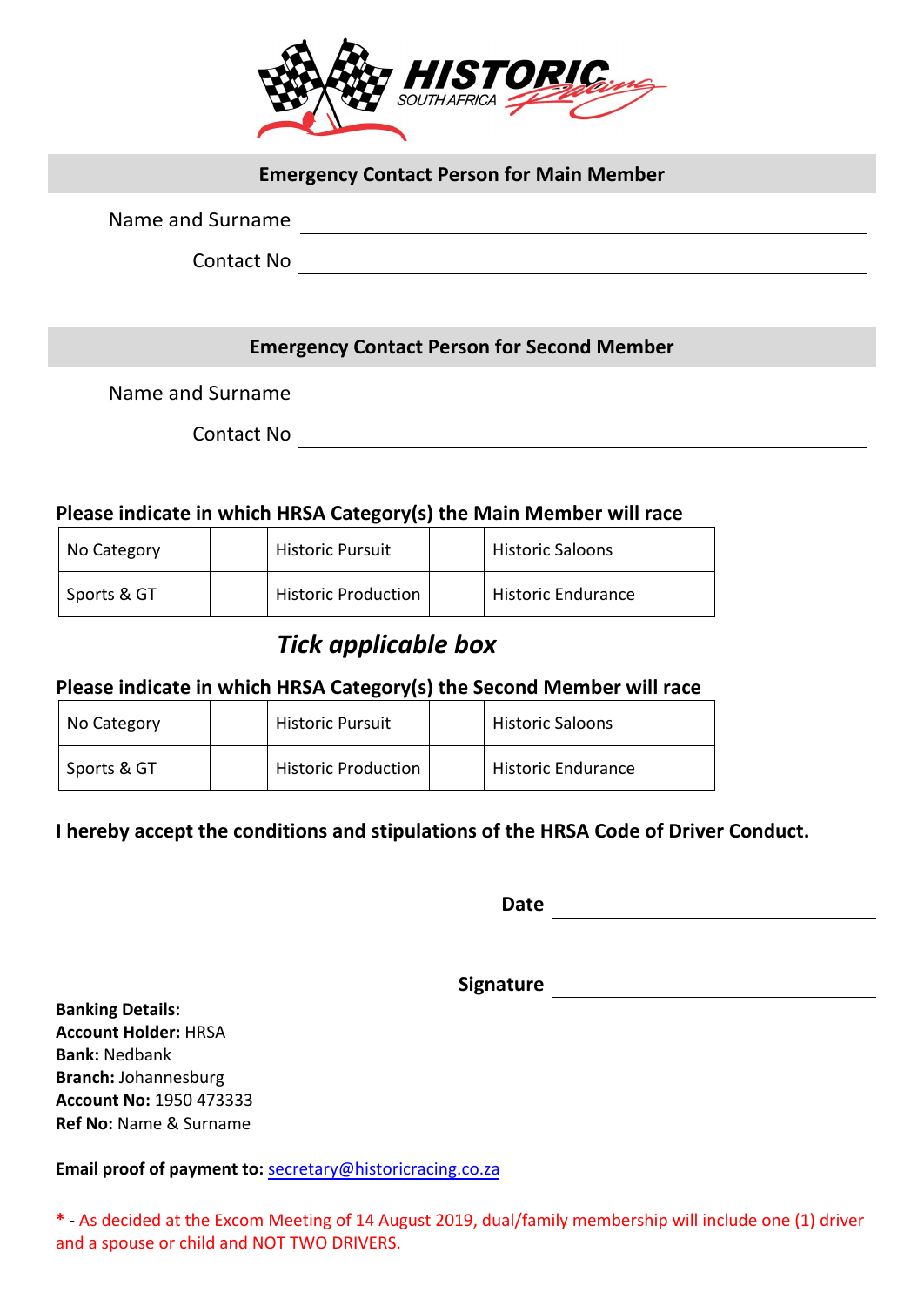## Emergency Contact Person for Main Member

Name and Surname \_\_\_\_\_\_\_\_\_\_\_\_\_\_\_\_\_\_\_\_\_\_\_\_\_\_\_\_\_\_\_\_\_\_\_\_\_\_\_\_

Contact No \_\_\_\_\_\_\_\_\_\_\_\_\_\_\_\_\_\_\_\_\_\_\_\_\_\_\_\_\_\_\_\_\_\_\_\_\_\_\_\_

## Emergency Contact Person for Second Member

Name and Surname \_\_\_\_\_\_\_\_\_\_\_\_\_\_\_\_\_\_\_\_\_\_\_\_\_\_\_\_\_\_\_\_\_\_\_\_\_\_\_\_

Contact No \_\_\_\_\_\_\_\_\_\_\_\_\_\_\_\_\_\_\_\_\_\_\_\_\_\_\_\_\_\_\_\_\_\_\_\_\_\_\_\_

**Please indicate in which HRSA Category(s) the Main Member will race**

| | | | | | |
|---|---|---|---|---|---|
| No Category | | Historic Pursuit | | Historic Saloons | |
| Sports & GT | | Historic Production | | Historic Endurance | |

***Tick applicable box***

**Please indicate in which HRSA Category(s) the Second Member will race**

| | | | | | |
|---|---|---|---|---|---|
| No Category | | Historic Pursuit | | Historic Saloons | |
| Sports & GT | | Historic Production | | Historic Endurance | |

**I hereby accept the conditions and stipulations of the HRSA Code of Driver Conduct.**

**Date** \_\_\_\_\_\_\_\_\_\_\_\_\_\_\_\_\_\_\_\_\_\_\_\_

**Signature** \_\_\_\_\_\_\_\_\_\_\_\_\_\_\_\_\_\_\_\_\_\_\_\_

**Banking Details:**
**Account Holder:** HRSA
**Bank:** Nedbank
**Branch:** Johannesburg
**Account No:** 1950 473333
**Ref No:** Name & Surname

**Email proof of payment to:** secretary@historicracing.co.za

**\*** - As decided at the Excom Meeting of 14 August 2019, dual/family membership will include one (1) driver and a spouse or child and NOT TWO DRIVERS.